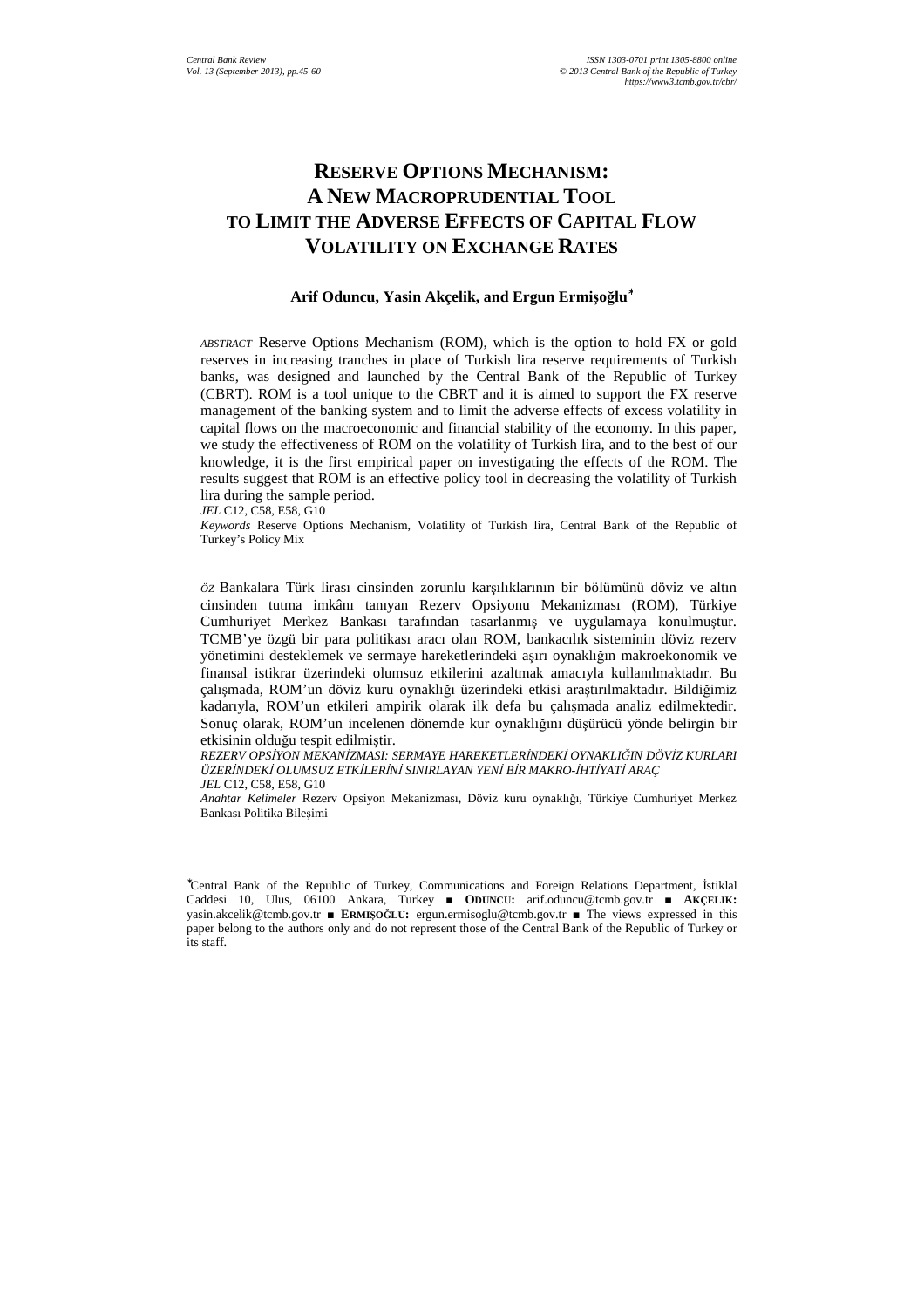# RESERVE OPTIONS MECHANISM: A NEW MACROPRUDENTIAL TOOL TO LIMIT THE ADVERSE EFFECTS OF CAPITAL FLOW VOLATILITY ON EXCHANGE RATES

**Arif Oduncu, Yasin Akçelik, and Ergun Ermişoğlu**[*]

*ABSTRACT* Reserve Options Mechanism (ROM), which is the option to hold FX or gold reserves in increasing tranches in place of Turkish lira reserve requirements of Turkish banks, was designed and launched by the Central Bank of the Republic of Turkey (CBRT). ROM is a tool unique to the CBRT and it is aimed to support the FX reserve management of the banking system and to limit the adverse effects of excess volatility in capital flows on the macroeconomic and financial stability of the economy. In this paper, we study the effectiveness of ROM on the volatility of Turkish lira, and to the best of our knowledge, it is the first empirical paper on investigating the effects of the ROM. The results suggest that ROM is an effective policy tool in decreasing the volatility of Turkish lira during the sample period.

*JEL* C12, C58, E58, G10

*Keywords* Reserve Options Mechanism, Volatility of Turkish lira, Central Bank of the Republic of Turkey's Policy Mix

*ÖZ* Bankalara Türk lirası cinsinden zorunlu karşılıklarının bir bölümünü döviz ve altın cinsinden tutma imkânı tanıyan Rezerv Opsiyonu Mekanizması (ROM), Türkiye Cumhuriyet Merkez Bankası tarafından tasarlanmış ve uygulamaya konulmuştur. TCMB'ye özgü bir para politikası aracı olan ROM, bankacılık sisteminin döviz rezerv yönetimini desteklemek ve sermaye hareketlerindeki aşırı oynaklığın makroekonomik ve finansal istikrar üzerindeki olumsuz etkilerini azaltmak amacıyla kullanılmaktadır. Bu çalışmada, ROM'un döviz kuru oynaklığı üzerindeki etkisi araştırılmaktadır. Bildiğimiz kadarıyla, ROM'un etkileri ampirik olarak ilk defa bu çalışmada analiz edilmektedir. Sonuç olarak, ROM'un incelenen dönemde kur oynaklığını düşürücü yönde belirgin bir etkisinin olduğu tespit edilmiştir.

*REZERV OPSİYON MEKANİZMASI: SERMAYE HAREKETLERİNDEKİ OYNAKLIĞIN DÖVİZ KURLARI ÜZERİNDEKİ OLUMSUZ ETKİLERİNİ SINIRLAYAN YENİ BİR MAKRO-İHTİYATİ ARAÇ*

*JEL* C12, C58, E58, G10

*Anahtar Kelimeler* Rezerv Opsiyon Mekanizması, Döviz kuru oynaklığı, Türkiye Cumhuriyet Merkez Bankası Politika Bileşimi

---

[*] Central Bank of the Republic of Turkey, Communications and Foreign Relations Department, İstiklal Caddesi 10, Ulus, 06100 Ankara, Turkey ■ **ODUNCU:** arif.oduncu@tcmb.gov.tr ■ **AKÇELIK:** yasin.akcelik@tcmb.gov.tr ■ **ERMIŞOĞLU:** ergun.ermisoglu@tcmb.gov.tr ■ The views expressed in this paper belong to the authors only and do not represent those of the Central Bank of the Republic of Turkey or its staff.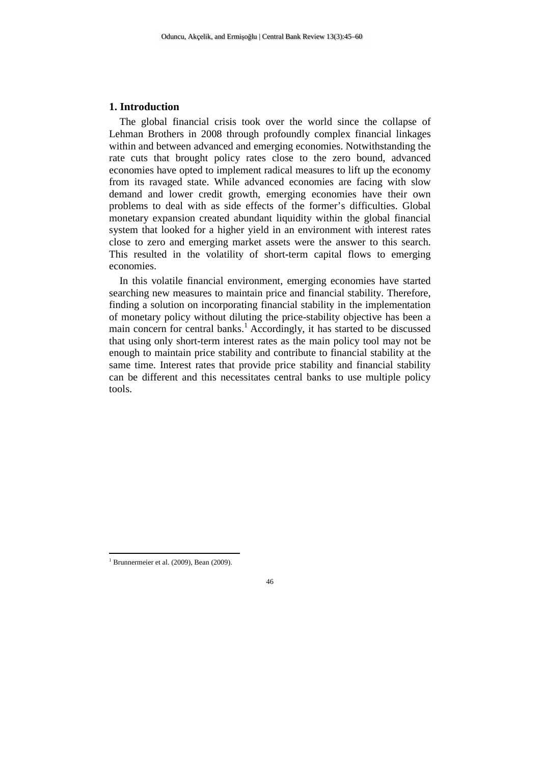## 1. Introduction

The global financial crisis took over the world since the collapse of Lehman Brothers in 2008 through profoundly complex financial linkages within and between advanced and emerging economies. Notwithstanding the rate cuts that brought policy rates close to the zero bound, advanced economies have opted to implement radical measures to lift up the economy from its ravaged state. While advanced economies are facing with slow demand and lower credit growth, emerging economies have their own problems to deal with as side effects of the former's difficulties. Global monetary expansion created abundant liquidity within the global financial system that looked for a higher yield in an environment with interest rates close to zero and emerging market assets were the answer to this search. This resulted in the volatility of short-term capital flows to emerging economies.

In this volatile financial environment, emerging economies have started searching new measures to maintain price and financial stability. Therefore, finding a solution on incorporating financial stability in the implementation of monetary policy without diluting the price-stability objective has been a main concern for central banks.[1] Accordingly, it has started to be discussed that using only short-term interest rates as the main policy tool may not be enough to maintain price stability and contribute to financial stability at the same time. Interest rates that provide price stability and financial stability can be different and this necessitates central banks to use multiple policy tools.

---

[1] Brunnermeier et al. (2009), Bean (2009).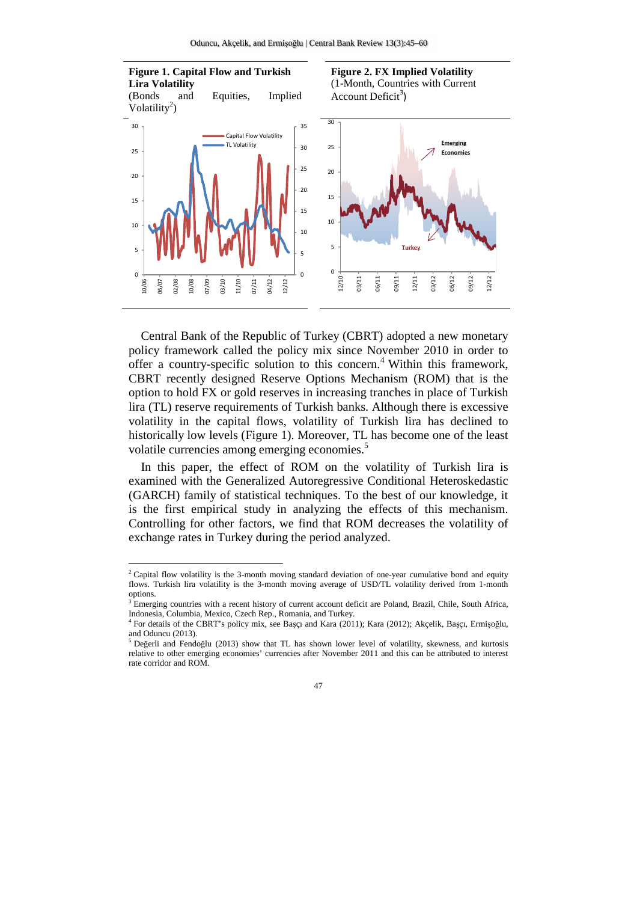**Figure 1. Capital Flow and Turkish Lira Volatility**
(Bonds and Equities, Implied Volatility[2])

**Figure 2. FX Implied Volatility**
(1-Month, Countries with Current Account Deficit[3])

Central Bank of the Republic of Turkey (CBRT) adopted a new monetary policy framework called the policy mix since November 2010 in order to offer a country-specific solution to this concern.[4] Within this framework, CBRT recently designed Reserve Options Mechanism (ROM) that is the option to hold FX or gold reserves in increasing tranches in place of Turkish lira (TL) reserve requirements of Turkish banks. Although there is excessive volatility in the capital flows, volatility of Turkish lira has declined to historically low levels (Figure 1). Moreover, TL has become one of the least volatile currencies among emerging economies.[5]

In this paper, the effect of ROM on the volatility of Turkish lira is examined with the Generalized Autoregressive Conditional Heteroskedastic (GARCH) family of statistical techniques. To the best of our knowledge, it is the first empirical study in analyzing the effects of this mechanism. Controlling for other factors, we find that ROM decreases the volatility of exchange rates in Turkey during the period analyzed.

---

[2] Capital flow volatility is the 3-month moving standard deviation of one-year cumulative bond and equity flows. Turkish lira volatility is the 3-month moving average of USD/TL volatility derived from 1-month options.

[3] Emerging countries with a recent history of current account deficit are Poland, Brazil, Chile, South Africa, Indonesia, Columbia, Mexico, Czech Rep., Romania, and Turkey.

[4] For details of the CBRT's policy mix, see Başçı and Kara (2011); Kara (2012); Akçelik, Başçı, Ermişoğlu, and Oduncu (2013).

[5] Değerli and Fendoğlu (2013) show that TL has shown lower level of volatility, skewness, and kurtosis relative to other emerging economies' currencies after November 2011 and this can be attributed to interest rate corridor and ROM.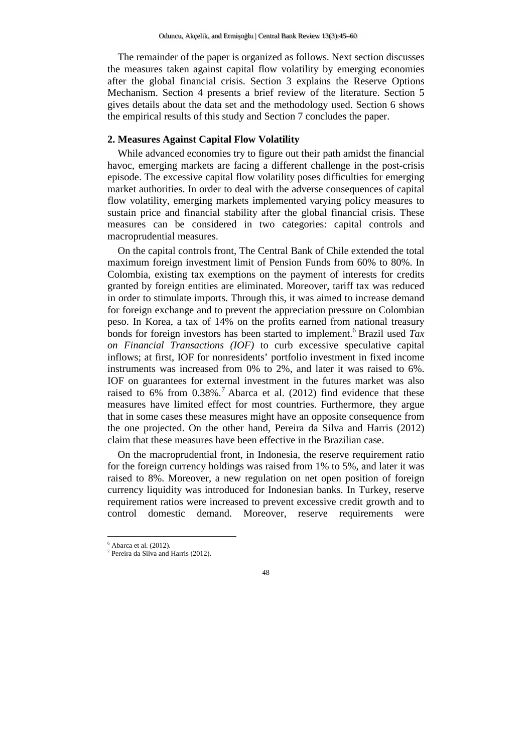The remainder of the paper is organized as follows. Next section discusses the measures taken against capital flow volatility by emerging economies after the global financial crisis. Section 3 explains the Reserve Options Mechanism. Section 4 presents a brief review of the literature. Section 5 gives details about the data set and the methodology used. Section 6 shows the empirical results of this study and Section 7 concludes the paper.

## 2. Measures Against Capital Flow Volatility

While advanced economies try to figure out their path amidst the financial havoc, emerging markets are facing a different challenge in the post-crisis episode. The excessive capital flow volatility poses difficulties for emerging market authorities. In order to deal with the adverse consequences of capital flow volatility, emerging markets implemented varying policy measures to sustain price and financial stability after the global financial crisis. These measures can be considered in two categories: capital controls and macroprudential measures.

On the capital controls front, The Central Bank of Chile extended the total maximum foreign investment limit of Pension Funds from 60% to 80%. In Colombia, existing tax exemptions on the payment of interests for credits granted by foreign entities are eliminated. Moreover, tariff tax was reduced in order to stimulate imports. Through this, it was aimed to increase demand for foreign exchange and to prevent the appreciation pressure on Colombian peso. In Korea, a tax of 14% on the profits earned from national treasury bonds for foreign investors has been started to implement.[6] Brazil used *Tax on Financial Transactions (IOF)* to curb excessive speculative capital inflows; at first, IOF for nonresidents' portfolio investment in fixed income instruments was increased from 0% to 2%, and later it was raised to 6%. IOF on guarantees for external investment in the futures market was also raised to 6% from 0.38%.[7] Abarca et al. (2012) find evidence that these measures have limited effect for most countries. Furthermore, they argue that in some cases these measures might have an opposite consequence from the one projected. On the other hand, Pereira da Silva and Harris (2012) claim that these measures have been effective in the Brazilian case.

On the macroprudential front, in Indonesia, the reserve requirement ratio for the foreign currency holdings was raised from 1% to 5%, and later it was raised to 8%. Moreover, a new regulation on net open position of foreign currency liquidity was introduced for Indonesian banks. In Turkey, reserve requirement ratios were increased to prevent excessive credit growth and to control domestic demand. Moreover, reserve requirements were

[6] Abarca et al. (2012).

[7] Pereira da Silva and Harris (2012).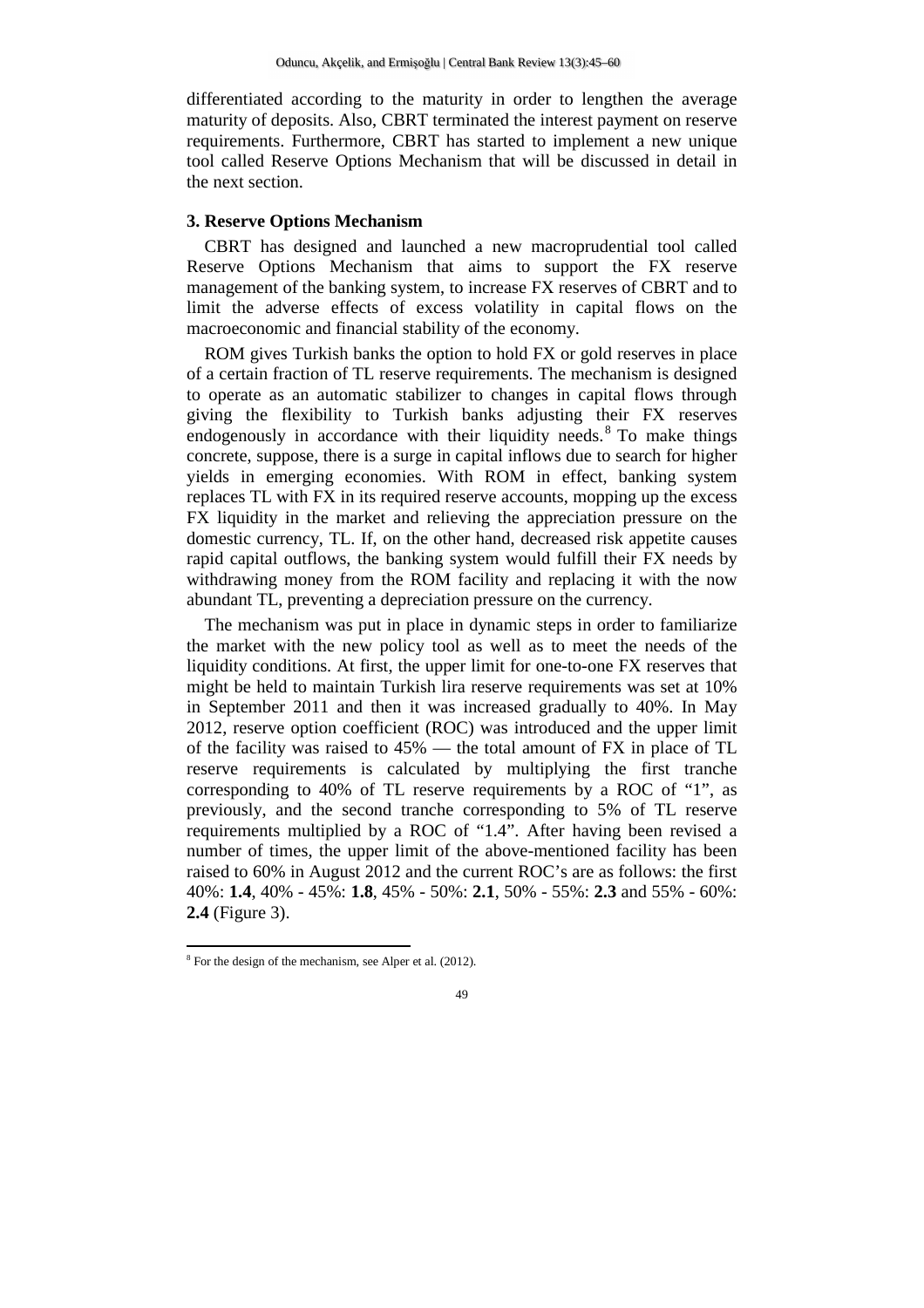differentiated according to the maturity in order to lengthen the average maturity of deposits. Also, CBRT terminated the interest payment on reserve requirements. Furthermore, CBRT has started to implement a new unique tool called Reserve Options Mechanism that will be discussed in detail in the next section.

## 3. Reserve Options Mechanism

CBRT has designed and launched a new macroprudential tool called Reserve Options Mechanism that aims to support the FX reserve management of the banking system, to increase FX reserves of CBRT and to limit the adverse effects of excess volatility in capital flows on the macroeconomic and financial stability of the economy.

ROM gives Turkish banks the option to hold FX or gold reserves in place of a certain fraction of TL reserve requirements. The mechanism is designed to operate as an automatic stabilizer to changes in capital flows through giving the flexibility to Turkish banks adjusting their FX reserves endogenously in accordance with their liquidity needs.[8] To make things concrete, suppose, there is a surge in capital inflows due to search for higher yields in emerging economies. With ROM in effect, banking system replaces TL with FX in its required reserve accounts, mopping up the excess FX liquidity in the market and relieving the appreciation pressure on the domestic currency, TL. If, on the other hand, decreased risk appetite causes rapid capital outflows, the banking system would fulfill their FX needs by withdrawing money from the ROM facility and replacing it with the now abundant TL, preventing a depreciation pressure on the currency.

The mechanism was put in place in dynamic steps in order to familiarize the market with the new policy tool as well as to meet the needs of the liquidity conditions. At first, the upper limit for one-to-one FX reserves that might be held to maintain Turkish lira reserve requirements was set at 10% in September 2011 and then it was increased gradually to 40%. In May 2012, reserve option coefficient (ROC) was introduced and the upper limit of the facility was raised to 45% — the total amount of FX in place of TL reserve requirements is calculated by multiplying the first tranche corresponding to 40% of TL reserve requirements by a ROC of "1", as previously, and the second tranche corresponding to 5% of TL reserve requirements multiplied by a ROC of "1.4". After having been revised a number of times, the upper limit of the above-mentioned facility has been raised to 60% in August 2012 and the current ROC's are as follows: the first 40%: **1.4**, 40% - 45%: **1.8**, 45% - 50%: **2.1**, 50% - 55%: **2.3** and 55% - 60%: **2.4** (Figure 3).

[8] For the design of the mechanism, see Alper et al. (2012).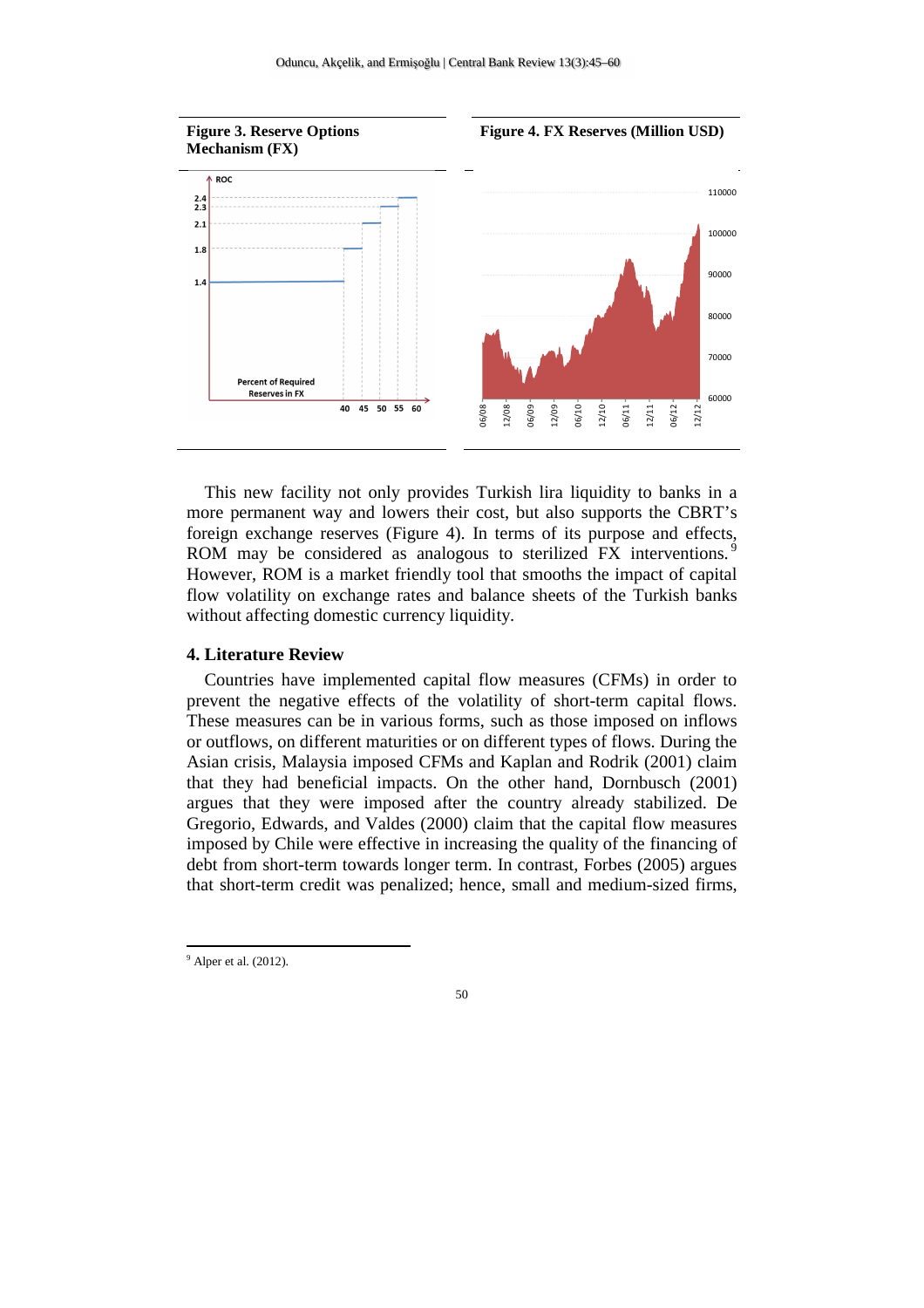**Figure 3. Reserve Options Mechanism (FX)**

**Figure 4. FX Reserves (Million USD)**

This new facility not only provides Turkish lira liquidity to banks in a more permanent way and lowers their cost, but also supports the CBRT's foreign exchange reserves (Figure 4). In terms of its purpose and effects, ROM may be considered as analogous to sterilized FX interventions.[9] However, ROM is a market friendly tool that smooths the impact of capital flow volatility on exchange rates and balance sheets of the Turkish banks without affecting domestic currency liquidity.

## 4. Literature Review

Countries have implemented capital flow measures (CFMs) in order to prevent the negative effects of the volatility of short-term capital flows. These measures can be in various forms, such as those imposed on inflows or outflows, on different maturities or on different types of flows. During the Asian crisis, Malaysia imposed CFMs and Kaplan and Rodrik (2001) claim that they had beneficial impacts. On the other hand, Dornbusch (2001) argues that they were imposed after the country already stabilized. De Gregorio, Edwards, and Valdes (2000) claim that the capital flow measures imposed by Chile were effective in increasing the quality of the financing of debt from short-term towards longer term. In contrast, Forbes (2005) argues that short-term credit was penalized; hence, small and medium-sized firms,

---

[9] Alper et al. (2012).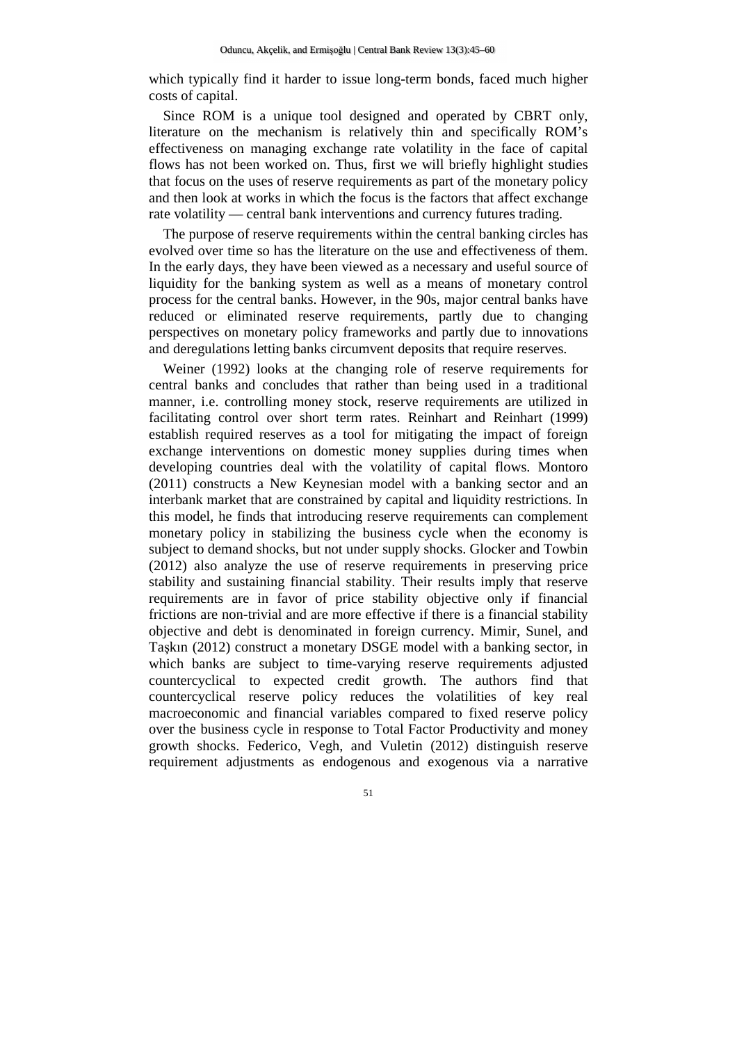which typically find it harder to issue long-term bonds, faced much higher costs of capital.

Since ROM is a unique tool designed and operated by CBRT only, literature on the mechanism is relatively thin and specifically ROM's effectiveness on managing exchange rate volatility in the face of capital flows has not been worked on. Thus, first we will briefly highlight studies that focus on the uses of reserve requirements as part of the monetary policy and then look at works in which the focus is the factors that affect exchange rate volatility — central bank interventions and currency futures trading.

The purpose of reserve requirements within the central banking circles has evolved over time so has the literature on the use and effectiveness of them. In the early days, they have been viewed as a necessary and useful source of liquidity for the banking system as well as a means of monetary control process for the central banks. However, in the 90s, major central banks have reduced or eliminated reserve requirements, partly due to changing perspectives on monetary policy frameworks and partly due to innovations and deregulations letting banks circumvent deposits that require reserves.

Weiner (1992) looks at the changing role of reserve requirements for central banks and concludes that rather than being used in a traditional manner, i.e. controlling money stock, reserve requirements are utilized in facilitating control over short term rates. Reinhart and Reinhart (1999) establish required reserves as a tool for mitigating the impact of foreign exchange interventions on domestic money supplies during times when developing countries deal with the volatility of capital flows. Montoro (2011) constructs a New Keynesian model with a banking sector and an interbank market that are constrained by capital and liquidity restrictions. In this model, he finds that introducing reserve requirements can complement monetary policy in stabilizing the business cycle when the economy is subject to demand shocks, but not under supply shocks. Glocker and Towbin (2012) also analyze the use of reserve requirements in preserving price stability and sustaining financial stability. Their results imply that reserve requirements are in favor of price stability objective only if financial frictions are non-trivial and are more effective if there is a financial stability objective and debt is denominated in foreign currency. Mimir, Sunel, and Taşkın (2012) construct a monetary DSGE model with a banking sector, in which banks are subject to time-varying reserve requirements adjusted countercyclical to expected credit growth. The authors find that countercyclical reserve policy reduces the volatilities of key real macroeconomic and financial variables compared to fixed reserve policy over the business cycle in response to Total Factor Productivity and money growth shocks. Federico, Vegh, and Vuletin (2012) distinguish reserve requirement adjustments as endogenous and exogenous via a narrative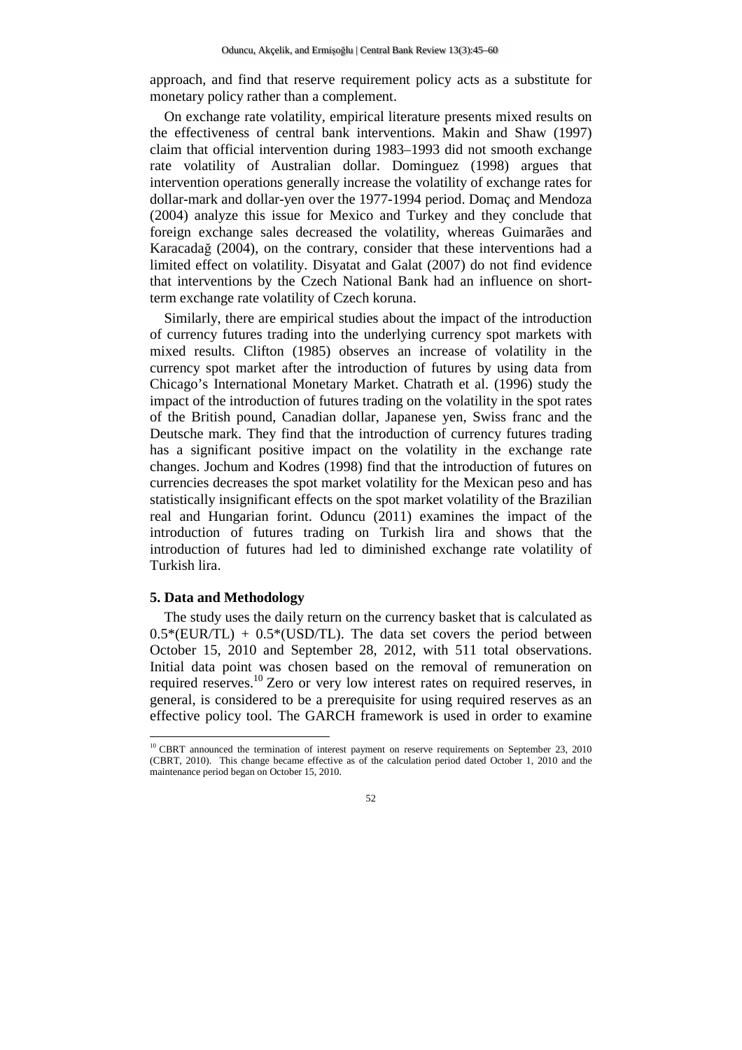approach, and find that reserve requirement policy acts as a substitute for monetary policy rather than a complement.

On exchange rate volatility, empirical literature presents mixed results on the effectiveness of central bank interventions. Makin and Shaw (1997) claim that official intervention during 1983–1993 did not smooth exchange rate volatility of Australian dollar. Dominguez (1998) argues that intervention operations generally increase the volatility of exchange rates for dollar-mark and dollar-yen over the 1977-1994 period. Domaç and Mendoza (2004) analyze this issue for Mexico and Turkey and they conclude that foreign exchange sales decreased the volatility, whereas Guimarães and Karacadağ (2004), on the contrary, consider that these interventions had a limited effect on volatility. Disyatat and Galat (2007) do not find evidence that interventions by the Czech National Bank had an influence on short-term exchange rate volatility of Czech koruna.

Similarly, there are empirical studies about the impact of the introduction of currency futures trading into the underlying currency spot markets with mixed results. Clifton (1985) observes an increase of volatility in the currency spot market after the introduction of futures by using data from Chicago's International Monetary Market. Chatrath et al. (1996) study the impact of the introduction of futures trading on the volatility in the spot rates of the British pound, Canadian dollar, Japanese yen, Swiss franc and the Deutsche mark. They find that the introduction of currency futures trading has a significant positive impact on the volatility in the exchange rate changes. Jochum and Kodres (1998) find that the introduction of futures on currencies decreases the spot market volatility for the Mexican peso and has statistically insignificant effects on the spot market volatility of the Brazilian real and Hungarian forint. Oduncu (2011) examines the impact of the introduction of futures trading on Turkish lira and shows that the introduction of futures had led to diminished exchange rate volatility of Turkish lira.

## 5. Data and Methodology

The study uses the daily return on the currency basket that is calculated as 0.5*(EUR/TL) + 0.5*(USD/TL). The data set covers the period between October 15, 2010 and September 28, 2012, with 511 total observations. Initial data point was chosen based on the removal of remuneration on required reserves.[10] Zero or very low interest rates on required reserves, in general, is considered to be a prerequisite for using required reserves as an effective policy tool. The GARCH framework is used in order to examine

[10] CBRT announced the termination of interest payment on reserve requirements on September 23, 2010 (CBRT, 2010). This change became effective as of the calculation period dated October 1, 2010 and the maintenance period began on October 15, 2010.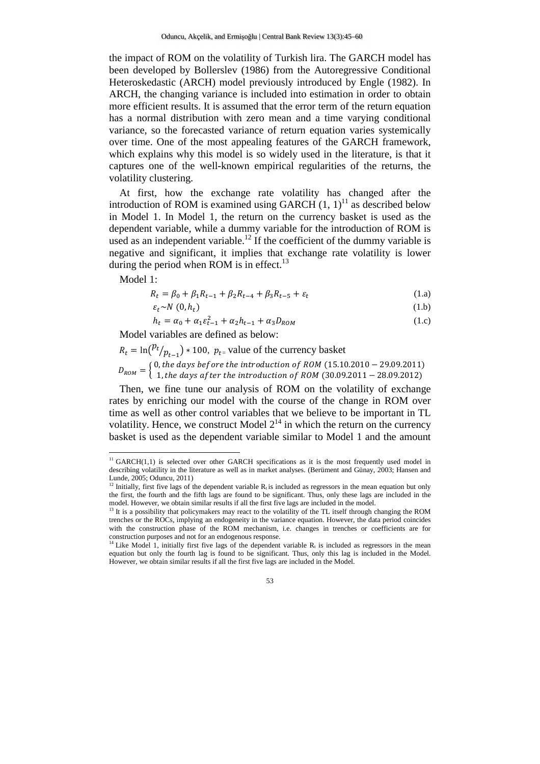the impact of ROM on the volatility of Turkish lira. The GARCH model has been developed by Bollerslev (1986) from the Autoregressive Conditional Heteroskedastic (ARCH) model previously introduced by Engle (1982). In ARCH, the changing variance is included into estimation in order to obtain more efficient results. It is assumed that the error term of the return equation has a normal distribution with zero mean and a time varying conditional variance, so the forecasted variance of return equation varies systemically over time. One of the most appealing features of the GARCH framework, which explains why this model is so widely used in the literature, is that it captures one of the well-known empirical regularities of the returns, the volatility clustering.

At first, how the exchange rate volatility has changed after the introduction of ROM is examined using GARCH (1, 1)[11] as described below in Model 1. In Model 1, the return on the currency basket is used as the dependent variable, while a dummy variable for the introduction of ROM is used as an independent variable.[12] If the coefficient of the dummy variable is negative and significant, it implies that exchange rate volatility is lower during the period when ROM is in effect.[13]

Model 1:

$$R_t = \beta_0 + \beta_1 R_{t-1} + \beta_2 R_{t-4} + \beta_3 R_{t-5} + \varepsilon_t \quad (1.a)$$

$$\varepsilon_t \sim N\,(0, h_t) \quad (1.b)$$

$$h_t = \alpha_0 + \alpha_1 \varepsilon_{t-1}^2 + \alpha_2 h_{t-1} + \alpha_3 D_{ROM} \quad (1.c)$$

Model variables are defined as below:

$R_t = \ln\left(p_t/p_{t-1}\right) * 100$, $p_t =$ value of the currency basket

$$D_{ROM} = \begin{cases} 0, \textit{the days before the introduction of ROM } (15.10.2010 - 29.09.2011) \\ 1, \textit{the days after the introduction of ROM } (30.09.2011 - 28.09.2012) \end{cases}$$

Then, we fine tune our analysis of ROM on the volatility of exchange rates by enriching our model with the course of the change in ROM over time as well as other control variables that we believe to be important in TL volatility. Hence, we construct Model 2[14] in which the return on the currency basket is used as the dependent variable similar to Model 1 and the amount

---

[11] GARCH(1,1) is selected over other GARCH specifications as it is the most frequently used model in describing volatility in the literature as well as in market analyses. (Berüment and Günay, 2003; Hansen and Lunde, 2005; Oduncu, 2011)

[12] Initially, first five lags of the dependent variable $R_t$ is included as regressors in the mean equation but only the first, the fourth and the fifth lags are found to be significant. Thus, only these lags are included in the model. However, we obtain similar results if all the first five lags are included in the model.

[13] It is a possibility that policymakers may react to the volatility of the TL itself through changing the ROM trenches or the ROCs, implying an endogeneity in the variance equation. However, the data period coincides with the construction phase of the ROM mechanism, i.e. changes in trenches or coefficients are for construction purposes and not for an endogenous response.

[14] Like Model 1, initially first five lags of the dependent variable $R_t$ is included as regressors in the mean equation but only the fourth lag is found to be significant. Thus, only this lag is included in the Model. However, we obtain similar results if all the first five lags are included in the Model.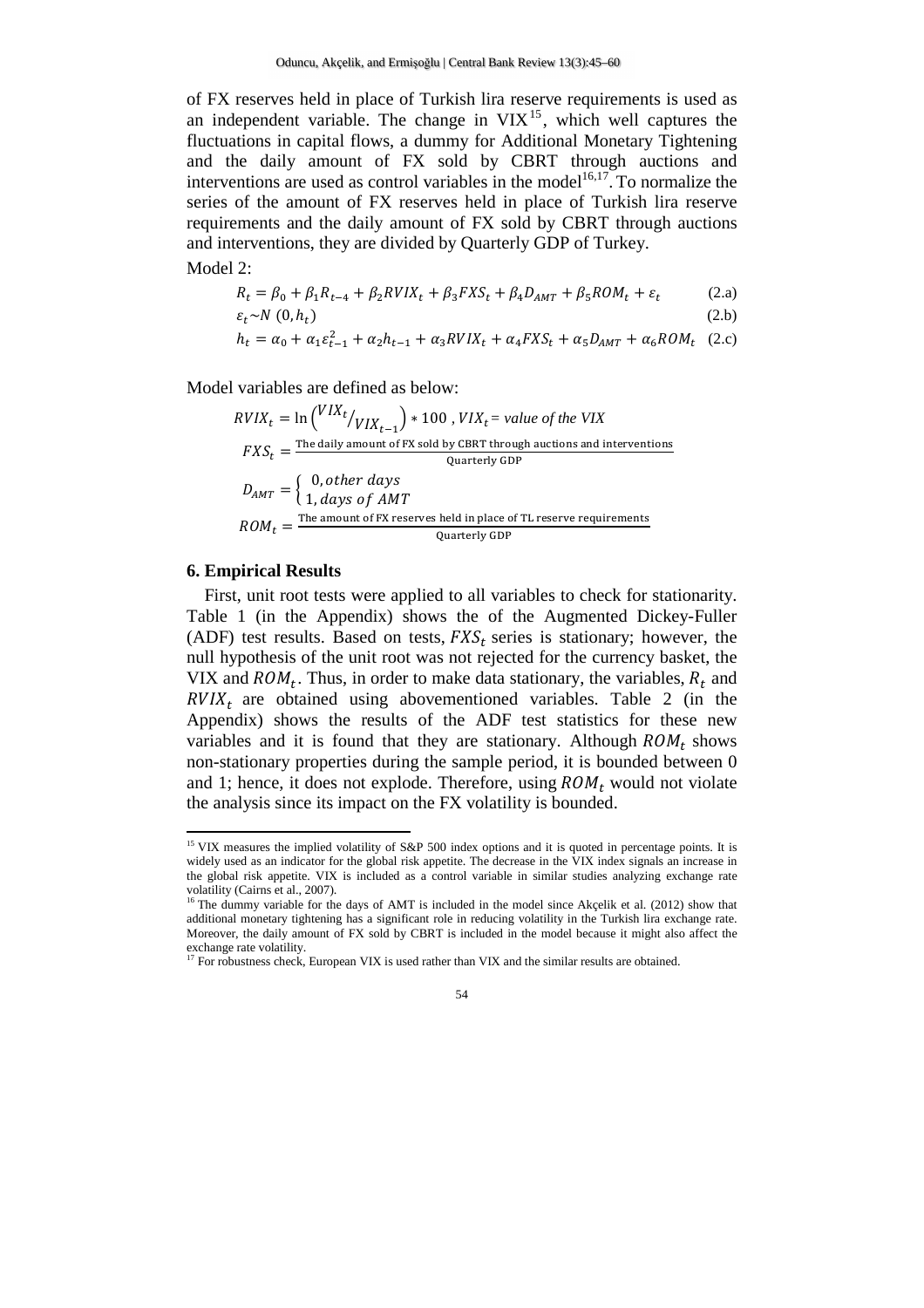of FX reserves held in place of Turkish lira reserve requirements is used as an independent variable. The change in VIX[15], which well captures the fluctuations in capital flows, a dummy for Additional Monetary Tightening and the daily amount of FX sold by CBRT through auctions and interventions are used as control variables in the model[16,17]. To normalize the series of the amount of FX reserves held in place of Turkish lira reserve requirements and the daily amount of FX sold by CBRT through auctions and interventions, they are divided by Quarterly GDP of Turkey.

Model 2:

$$R_t = \beta_0 + \beta_1 R_{t-4} + \beta_2 RVIX_t + \beta_3 FXS_t + \beta_4 D_{AMT} + \beta_5 ROM_t + \varepsilon_t \tag{2.a}$$

$$\varepsilon_t \sim N\,(0, h_t) \tag{2.b}$$

$$h_t = \alpha_0 + \alpha_1 \varepsilon_{t-1}^2 + \alpha_2 h_{t-1} + \alpha_3 RVIX_t + \alpha_4 FXS_t + \alpha_5 D_{AMT} + \alpha_6 ROM_t \tag{2.c}$$

Model variables are defined as below:

$$RVIX_t = \ln\left({VIX_t}/{VIX_{t-1}}\right) * 100\ , \ VIX_t = \textit{value of the VIX}$$

$$FXS_t = \frac{\text{The daily amount of FX sold by CBRT through auctions and interventions}}{\text{Quarterly GDP}}$$

$$D_{AMT} = \begin{cases} 0, \textit{other days} \\ 1, \textit{days of AMT} \end{cases}$$

$$ROM_t = \frac{\text{The amount of FX reserves held in place of TL reserve requirements}}{\text{Quarterly GDP}}$$

## 6. Empirical Results

First, unit root tests were applied to all variables to check for stationarity. Table 1 (in the Appendix) shows the of the Augmented Dickey-Fuller (ADF) test results. Based on tests, $FXS_t$ series is stationary; however, the null hypothesis of the unit root was not rejected for the currency basket, the VIX and $ROM_t$. Thus, in order to make data stationary, the variables, $R_t$ and $RVIX_t$ are obtained using abovementioned variables. Table 2 (in the Appendix) shows the results of the ADF test statistics for these new variables and it is found that they are stationary. Although $ROM_t$ shows non-stationary properties during the sample period, it is bounded between 0 and 1; hence, it does not explode. Therefore, using $ROM_t$ would not violate the analysis since its impact on the FX volatility is bounded.

---

[15] VIX measures the implied volatility of S&P 500 index options and it is quoted in percentage points. It is widely used as an indicator for the global risk appetite. The decrease in the VIX index signals an increase in the global risk appetite. VIX is included as a control variable in similar studies analyzing exchange rate volatility (Cairns et al., 2007).

[16] The dummy variable for the days of AMT is included in the model since Akçelik et al. (2012) show that additional monetary tightening has a significant role in reducing volatility in the Turkish lira exchange rate. Moreover, the daily amount of FX sold by CBRT is included in the model because it might also affect the exchange rate volatility.

[17] For robustness check, European VIX is used rather than VIX and the similar results are obtained.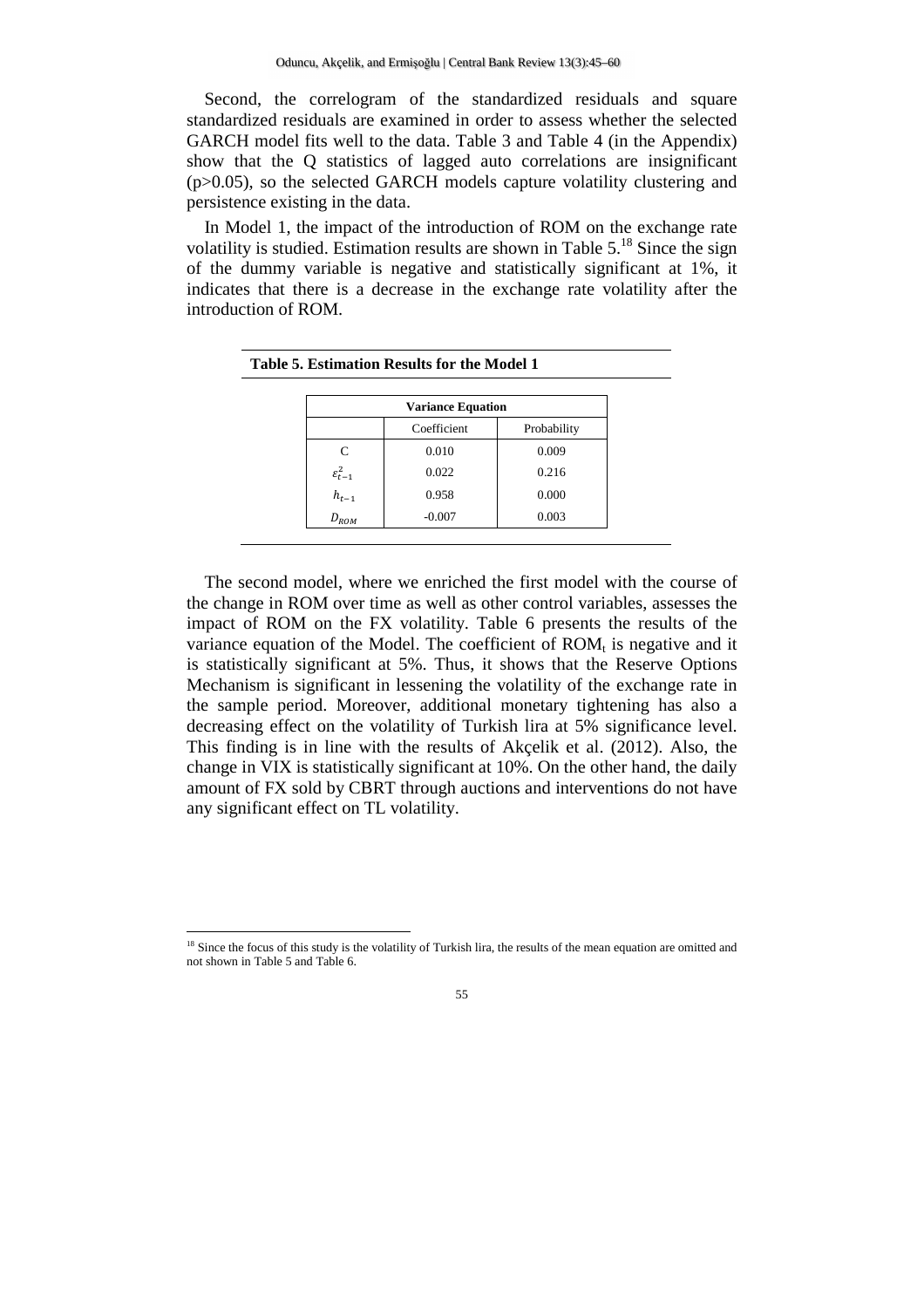Second, the correlogram of the standardized residuals and square standardized residuals are examined in order to assess whether the selected GARCH model fits well to the data. Table 3 and Table 4 (in the Appendix) show that the Q statistics of lagged auto correlations are insignificant ($p>0.05$), so the selected GARCH models capture volatility clustering and persistence existing in the data.

In Model 1, the impact of the introduction of ROM on the exchange rate volatility is studied. Estimation results are shown in Table 5.[18] Since the sign of the dummy variable is negative and statistically significant at 1%, it indicates that there is a decrease in the exchange rate volatility after the introduction of ROM.

**Table 5. Estimation Results for the Model 1**

| Variance Equation | | |
|---|---|---|
| | Coefficient | Probability |
| C | 0.010 | 0.009 |
| $\varepsilon_{t-1}^2$ | 0.022 | 0.216 |
| $h_{t-1}$ | 0.958 | 0.000 |
| $D_{ROM}$ | -0.007 | 0.003 |

The second model, where we enriched the first model with the course of the change in ROM over time as well as other control variables, assesses the impact of ROM on the FX volatility. Table 6 presents the results of the variance equation of the Model. The coefficient of $ROM_t$ is negative and it is statistically significant at 5%. Thus, it shows that the Reserve Options Mechanism is significant in lessening the volatility of the exchange rate in the sample period. Moreover, additional monetary tightening has also a decreasing effect on the volatility of Turkish lira at 5% significance level. This finding is in line with the results of Akçelik et al. (2012). Also, the change in VIX is statistically significant at 10%. On the other hand, the daily amount of FX sold by CBRT through auctions and interventions do not have any significant effect on TL volatility.

[18] Since the focus of this study is the volatility of Turkish lira, the results of the mean equation are omitted and not shown in Table 5 and Table 6.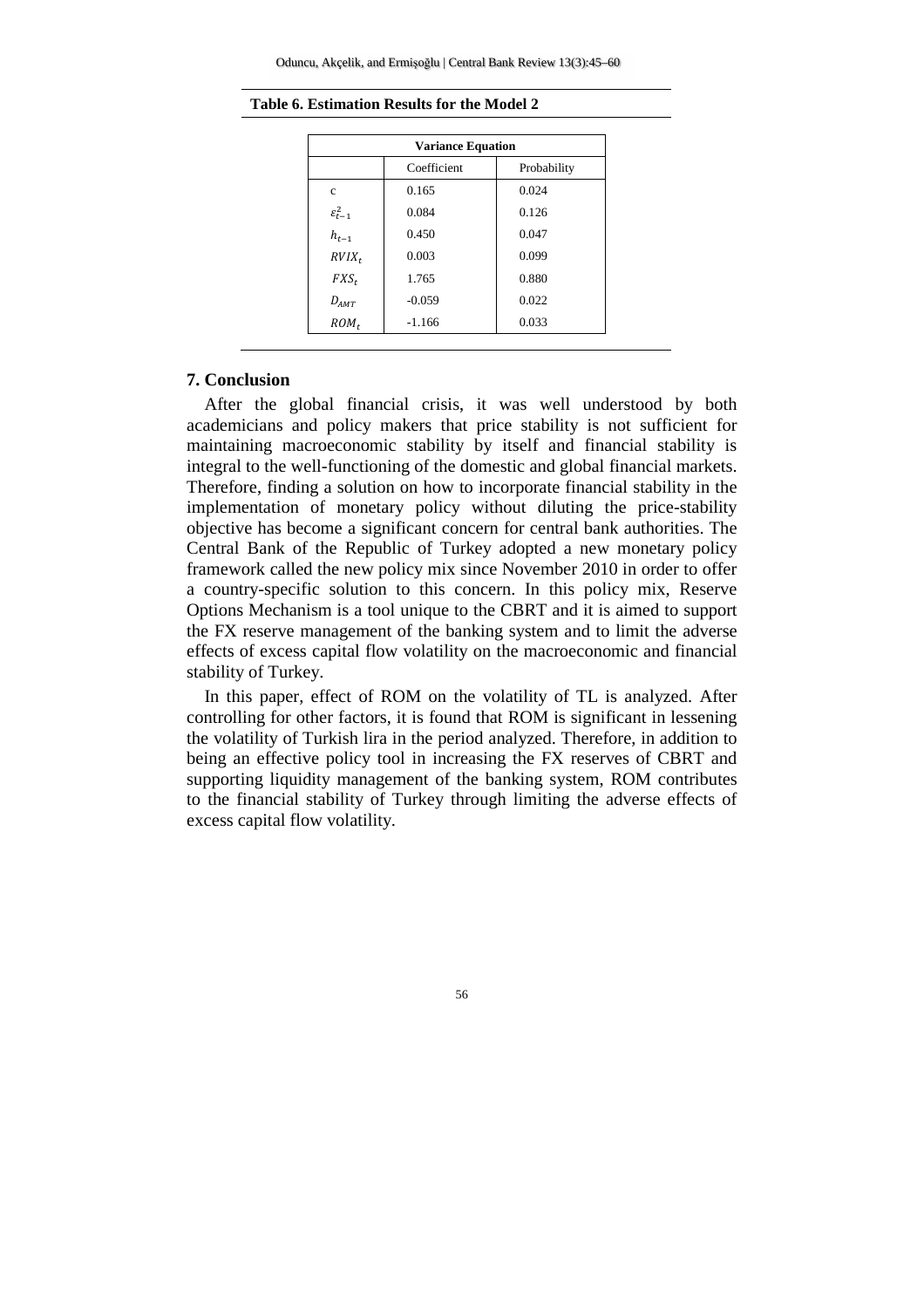**Table 6. Estimation Results for the Model 2**

| Variance Equation | | |
|---|---|---|
| | Coefficient | Probability |
| c | 0.165 | 0.024 |
| $\varepsilon_{t-1}^2$ | 0.084 | 0.126 |
| $h_{t-1}$ | 0.450 | 0.047 |
| $RVIX_t$ | 0.003 | 0.099 |
| $FXS_t$ | 1.765 | 0.880 |
| $D_{AMT}$ | -0.059 | 0.022 |
| $ROM_t$ | -1.166 | 0.033 |

## 7. Conclusion

After the global financial crisis, it was well understood by both academicians and policy makers that price stability is not sufficient for maintaining macroeconomic stability by itself and financial stability is integral to the well-functioning of the domestic and global financial markets. Therefore, finding a solution on how to incorporate financial stability in the implementation of monetary policy without diluting the price-stability objective has become a significant concern for central bank authorities. The Central Bank of the Republic of Turkey adopted a new monetary policy framework called the new policy mix since November 2010 in order to offer a country-specific solution to this concern. In this policy mix, Reserve Options Mechanism is a tool unique to the CBRT and it is aimed to support the FX reserve management of the banking system and to limit the adverse effects of excess capital flow volatility on the macroeconomic and financial stability of Turkey.

In this paper, effect of ROM on the volatility of TL is analyzed. After controlling for other factors, it is found that ROM is significant in lessening the volatility of Turkish lira in the period analyzed. Therefore, in addition to being an effective policy tool in increasing the FX reserves of CBRT and supporting liquidity management of the banking system, ROM contributes to the financial stability of Turkey through limiting the adverse effects of excess capital flow volatility.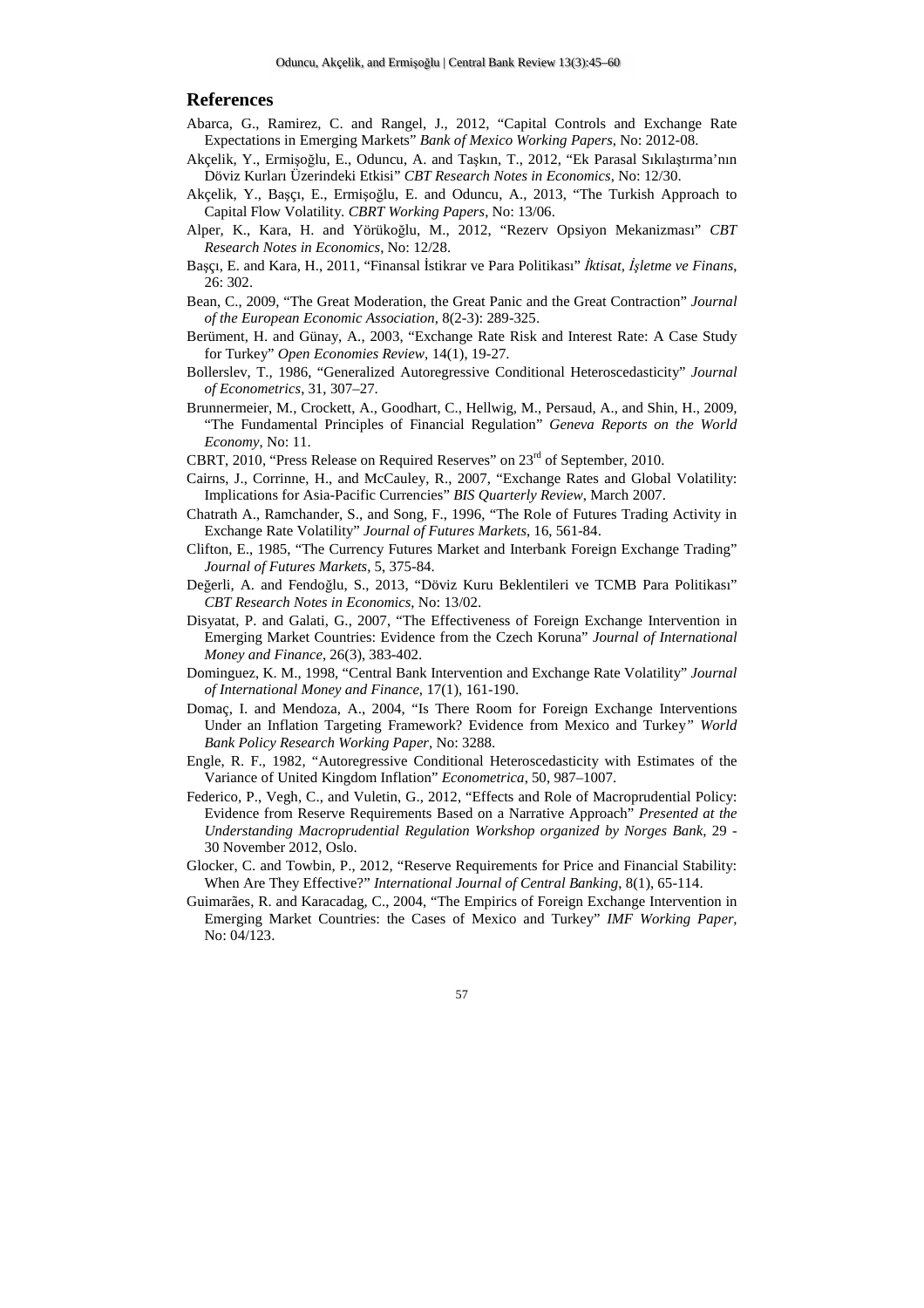## References

Abarca, G., Ramirez, C. and Rangel, J., 2012, "Capital Controls and Exchange Rate Expectations in Emerging Markets" *Bank of Mexico Working Papers*, No: 2012-08.

Akçelik, Y., Ermişoğlu, E., Oduncu, A. and Taşkın, T., 2012, "Ek Parasal Sıkılaştırma'nın Döviz Kurları Üzerindeki Etkisi" *CBT Research Notes in Economics*, No: 12/30.

Akçelik, Y., Başçı, E., Ermişoğlu, E. and Oduncu, A., 2013, "The Turkish Approach to Capital Flow Volatility. *CBRT Working Papers*, No: 13/06.

Alper, K., Kara, H. and Yörükoğlu, M., 2012, "Rezerv Opsiyon Mekanizması" *CBT Research Notes in Economics*, No: 12/28.

Başçı, E. and Kara, H., 2011, "Finansal İstikrar ve Para Politikası" *İktisat, İşletme ve Finans*, 26: 302.

Bean, C., 2009, "The Great Moderation, the Great Panic and the Great Contraction" *Journal of the European Economic Association*, 8(2-3): 289-325.

Berüment, H. and Günay, A., 2003, "Exchange Rate Risk and Interest Rate: A Case Study for Turkey" *Open Economies Review*, 14(1), 19-27.

Bollerslev, T., 1986, "Generalized Autoregressive Conditional Heteroscedasticity" *Journal of Econometrics*, 31, 307–27.

Brunnermeier, M., Crockett, A., Goodhart, C., Hellwig, M., Persaud, A., and Shin, H., 2009, "The Fundamental Principles of Financial Regulation" *Geneva Reports on the World Economy*, No: 11.

CBRT, 2010, "Press Release on Required Reserves" on 23rd of September, 2010.

Cairns, J., Corrinne, H., and McCauley, R., 2007, "Exchange Rates and Global Volatility: Implications for Asia-Pacific Currencies" *BIS Quarterly Review*, March 2007.

Chatrath A., Ramchander, S., and Song, F., 1996, "The Role of Futures Trading Activity in Exchange Rate Volatility" *Journal of Futures Markets*, 16, 561-84.

Clifton, E., 1985, "The Currency Futures Market and Interbank Foreign Exchange Trading" *Journal of Futures Markets*, 5, 375-84.

Değerli, A. and Fendoğlu, S., 2013, "Döviz Kuru Beklentileri ve TCMB Para Politikası" *CBT Research Notes in Economics*, No: 13/02.

Disyatat, P. and Galati, G., 2007, "The Effectiveness of Foreign Exchange Intervention in Emerging Market Countries: Evidence from the Czech Koruna" *Journal of International Money and Finance*, 26(3), 383-402.

Dominguez, K. M., 1998, "Central Bank Intervention and Exchange Rate Volatility" *Journal of International Money and Finance*, 17(1), 161-190.

Domaç, I. and Mendoza, A., 2004, "Is There Room for Foreign Exchange Interventions Under an Inflation Targeting Framework? Evidence from Mexico and Turkey" *World Bank Policy Research Working Paper*, No: 3288.

Engle, R. F., 1982, "Autoregressive Conditional Heteroscedasticity with Estimates of the Variance of United Kingdom Inflation" *Econometrica*, 50, 987–1007.

Federico, P., Vegh, C., and Vuletin, G., 2012, "Effects and Role of Macroprudential Policy: Evidence from Reserve Requirements Based on a Narrative Approach" *Presented at the Understanding Macroprudential Regulation Workshop organized by Norges Bank*, 29 - 30 November 2012, Oslo.

Glocker, C. and Towbin, P., 2012, "Reserve Requirements for Price and Financial Stability: When Are They Effective?" *International Journal of Central Banking*, 8(1), 65-114.

Guimarães, R. and Karacadag, C., 2004, "The Empirics of Foreign Exchange Intervention in Emerging Market Countries: the Cases of Mexico and Turkey" *IMF Working Paper*, No: 04/123.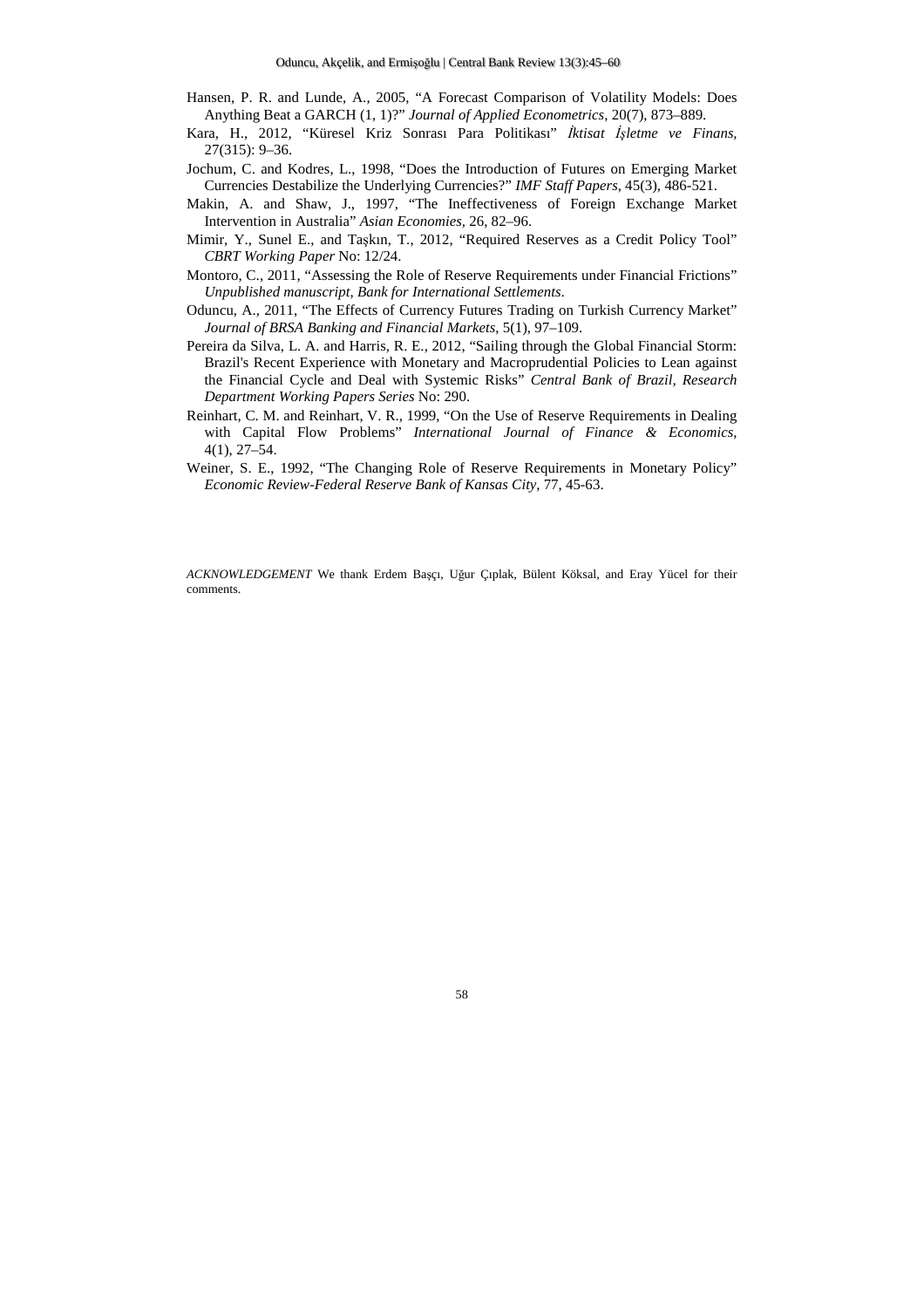Hansen, P. R. and Lunde, A., 2005, "A Forecast Comparison of Volatility Models: Does Anything Beat a GARCH (1, 1)?" *Journal of Applied Econometrics*, 20(7), 873–889.

Kara, H., 2012, "Küresel Kriz Sonrası Para Politikası" *İktisat İşletme ve Finans*, 27(315): 9–36.

Jochum, C. and Kodres, L., 1998, "Does the Introduction of Futures on Emerging Market Currencies Destabilize the Underlying Currencies?" *IMF Staff Papers*, 45(3), 486-521.

Makin, A. and Shaw, J., 1997, "The Ineffectiveness of Foreign Exchange Market Intervention in Australia" *Asian Economies*, 26, 82–96.

Mimir, Y., Sunel E., and Taşkın, T., 2012, "Required Reserves as a Credit Policy Tool" *CBRT Working Paper* No: 12/24.

Montoro, C., 2011, "Assessing the Role of Reserve Requirements under Financial Frictions" *Unpublished manuscript, Bank for International Settlements*.

Oduncu, A., 2011, "The Effects of Currency Futures Trading on Turkish Currency Market" *Journal of BRSA Banking and Financial Markets*, 5(1), 97–109.

Pereira da Silva, L. A. and Harris, R. E., 2012, "Sailing through the Global Financial Storm: Brazil's Recent Experience with Monetary and Macroprudential Policies to Lean against the Financial Cycle and Deal with Systemic Risks" *Central Bank of Brazil, Research Department Working Papers Series* No: 290.

Reinhart, C. M. and Reinhart, V. R., 1999, "On the Use of Reserve Requirements in Dealing with Capital Flow Problems" *International Journal of Finance & Economics*, 4(1), 27–54.

Weiner, S. E., 1992, "The Changing Role of Reserve Requirements in Monetary Policy" *Economic Review-Federal Reserve Bank of Kansas City*, 77, 45-63.

*ACKNOWLEDGEMENT* We thank Erdem Başçı, Uğur Çıplak, Bülent Köksal, and Eray Yücel for their comments.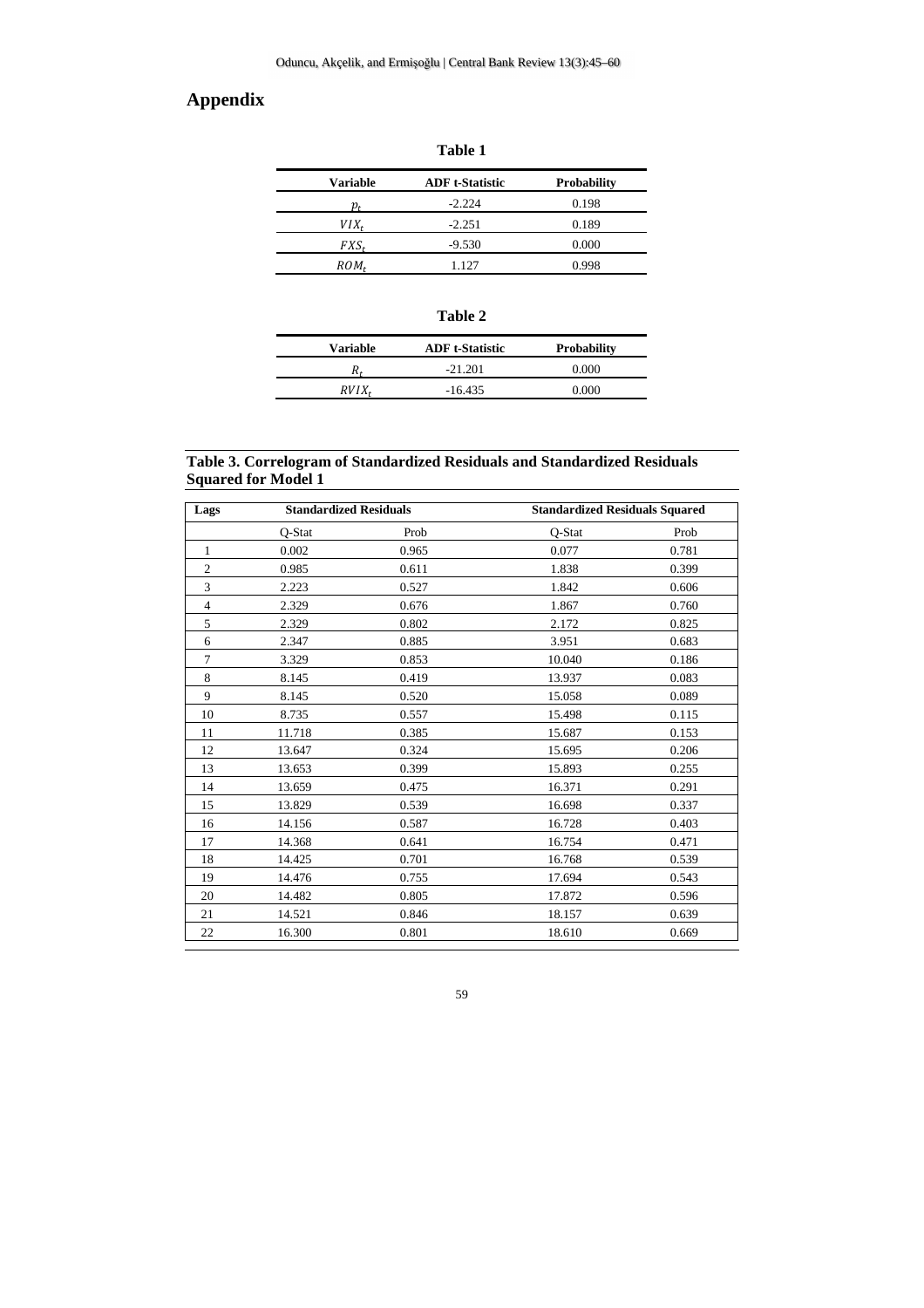# Appendix

**Table 1**

| Variable | ADF t-Statistic | Probability |
|---|---|---|
| $p_t$ | -2.224 | 0.198 |
| $VIX_t$ | -2.251 | 0.189 |
| $FXS_t$ | -9.530 | 0.000 |
| $ROM_t$ | 1.127 | 0.998 |

**Table 2**

| Variable | ADF t-Statistic | Probability |
|---|---|---|
| $R_t$ | -21.201 | 0.000 |
| $RVIX_t$ | -16.435 | 0.000 |

**Table 3. Correlogram of Standardized Residuals and Standardized Residuals Squared for Model 1**

| Lags | Standardized Residuals | | Standardized Residuals Squared | |
|---|---|---|---|---|
| | Q-Stat | Prob | Q-Stat | Prob |
| 1 | 0.002 | 0.965 | 0.077 | 0.781 |
| 2 | 0.985 | 0.611 | 1.838 | 0.399 |
| 3 | 2.223 | 0.527 | 1.842 | 0.606 |
| 4 | 2.329 | 0.676 | 1.867 | 0.760 |
| 5 | 2.329 | 0.802 | 2.172 | 0.825 |
| 6 | 2.347 | 0.885 | 3.951 | 0.683 |
| 7 | 3.329 | 0.853 | 10.040 | 0.186 |
| 8 | 8.145 | 0.419 | 13.937 | 0.083 |
| 9 | 8.145 | 0.520 | 15.058 | 0.089 |
| 10 | 8.735 | 0.557 | 15.498 | 0.115 |
| 11 | 11.718 | 0.385 | 15.687 | 0.153 |
| 12 | 13.647 | 0.324 | 15.695 | 0.206 |
| 13 | 13.653 | 0.399 | 15.893 | 0.255 |
| 14 | 13.659 | 0.475 | 16.371 | 0.291 |
| 15 | 13.829 | 0.539 | 16.698 | 0.337 |
| 16 | 14.156 | 0.587 | 16.728 | 0.403 |
| 17 | 14.368 | 0.641 | 16.754 | 0.471 |
| 18 | 14.425 | 0.701 | 16.768 | 0.539 |
| 19 | 14.476 | 0.755 | 17.694 | 0.543 |
| 20 | 14.482 | 0.805 | 17.872 | 0.596 |
| 21 | 14.521 | 0.846 | 18.157 | 0.639 |
| 22 | 16.300 | 0.801 | 18.610 | 0.669 |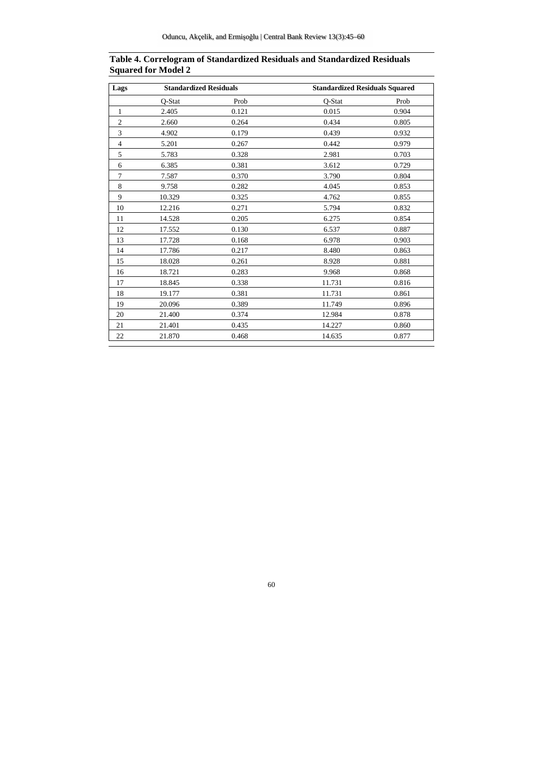**Table 4. Correlogram of Standardized Residuals and Standardized Residuals Squared for Model 2**

| Lags | Standardized Residuals | | Standardized Residuals Squared | |
|---|---|---|---|---|
| | Q-Stat | Prob | Q-Stat | Prob |
| 1 | 2.405 | 0.121 | 0.015 | 0.904 |
| 2 | 2.660 | 0.264 | 0.434 | 0.805 |
| 3 | 4.902 | 0.179 | 0.439 | 0.932 |
| 4 | 5.201 | 0.267 | 0.442 | 0.979 |
| 5 | 5.783 | 0.328 | 2.981 | 0.703 |
| 6 | 6.385 | 0.381 | 3.612 | 0.729 |
| 7 | 7.587 | 0.370 | 3.790 | 0.804 |
| 8 | 9.758 | 0.282 | 4.045 | 0.853 |
| 9 | 10.329 | 0.325 | 4.762 | 0.855 |
| 10 | 12.216 | 0.271 | 5.794 | 0.832 |
| 11 | 14.528 | 0.205 | 6.275 | 0.854 |
| 12 | 17.552 | 0.130 | 6.537 | 0.887 |
| 13 | 17.728 | 0.168 | 6.978 | 0.903 |
| 14 | 17.786 | 0.217 | 8.480 | 0.863 |
| 15 | 18.028 | 0.261 | 8.928 | 0.881 |
| 16 | 18.721 | 0.283 | 9.968 | 0.868 |
| 17 | 18.845 | 0.338 | 11.731 | 0.816 |
| 18 | 19.177 | 0.381 | 11.731 | 0.861 |
| 19 | 20.096 | 0.389 | 11.749 | 0.896 |
| 20 | 21.400 | 0.374 | 12.984 | 0.878 |
| 21 | 21.401 | 0.435 | 14.227 | 0.860 |
| 22 | 21.870 | 0.468 | 14.635 | 0.877 |